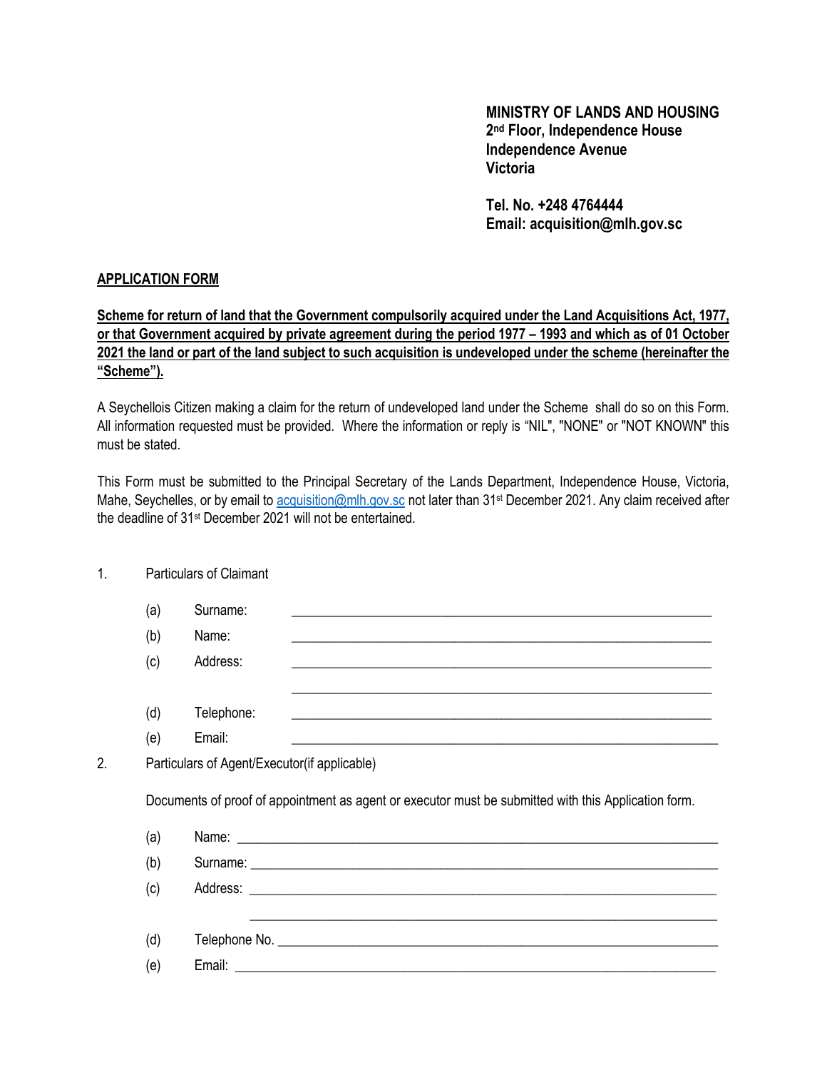**MINISTRY OF LANDS AND HOUSING**
**2nd Floor, Independence House**
**Independence Avenue**
**Victoria**

**Tel. No. +248 4764444**
**Email: acquisition@mlh.gov.sc**

## APPLICATION FORM

**Scheme for return of land that the Government compulsorily acquired under the Land Acquisitions Act, 1977, or that Government acquired by private agreement during the period 1977 – 1993 and which as of 01 October 2021 the land or part of the land subject to such acquisition is undeveloped under the scheme (hereinafter the "Scheme").**

A Seychellois Citizen making a claim for the return of undeveloped land under the Scheme shall do so on this Form. All information requested must be provided. Where the information or reply is "NIL", "NONE" or "NOT KNOWN" this must be stated.

This Form must be submitted to the Principal Secretary of the Lands Department, Independence House, Victoria, Mahe, Seychelles, or by email to acquisition@mlh.gov.sc not later than 31st December 2021. Any claim received after the deadline of 31st December 2021 will not be entertained.

1. Particulars of Claimant

   (a) Surname: ______________________________

   (b) Name: ______________________________

   (c) Address: ______________________________

   ______________________________

   (d) Telephone: ______________________________

   (e) Email: ______________________________

2. Particulars of Agent/Executor(if applicable)

   Documents of proof of appointment as agent or executor must be submitted with this Application form.

   (a) Name: ______________________________

   (b) Surname: ______________________________

   (c) Address: ______________________________

   ______________________________

   (d) Telephone No. ______________________________

   (e) Email: ______________________________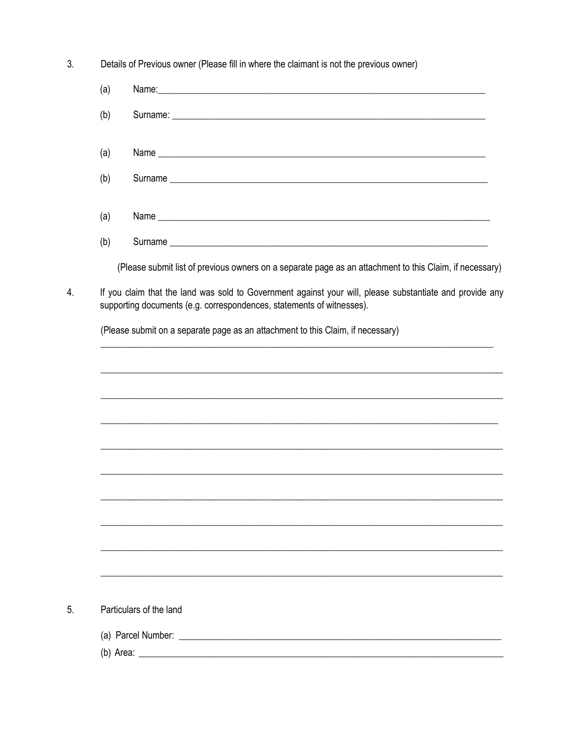3. Details of Previous owner (Please fill in where the claimant is not the previous owner)

   (a) Name:________________________________________________________________________

   (b) Surname: _____________________________________________________________________

   (a) Name ________________________________________________________________________

   (b) Surname ______________________________________________________________________

   (a) Name ________________________________________________________________________

   (b) Surname ______________________________________________________________________

   (Please submit list of previous owners on a separate page as an attachment to this Claim, if necessary)

4. If you claim that the land was sold to Government against your will, please substantiate and provide any supporting documents (e.g. correspondences, statements of witnesses).

   (Please submit on a separate page as an attachment to this Claim, if necessary)

   ______________________________________________________________________________________

   ______________________________________________________________________________________

   ______________________________________________________________________________________

   ______________________________________________________________________________________

   ______________________________________________________________________________________

   ______________________________________________________________________________________

   ______________________________________________________________________________________

   ______________________________________________________________________________________

   ______________________________________________________________________________________

   ______________________________________________________________________________________

5. Particulars of the land

   (a) Parcel Number: ______________________________________________________________

   (b) Area: _______________________________________________________________________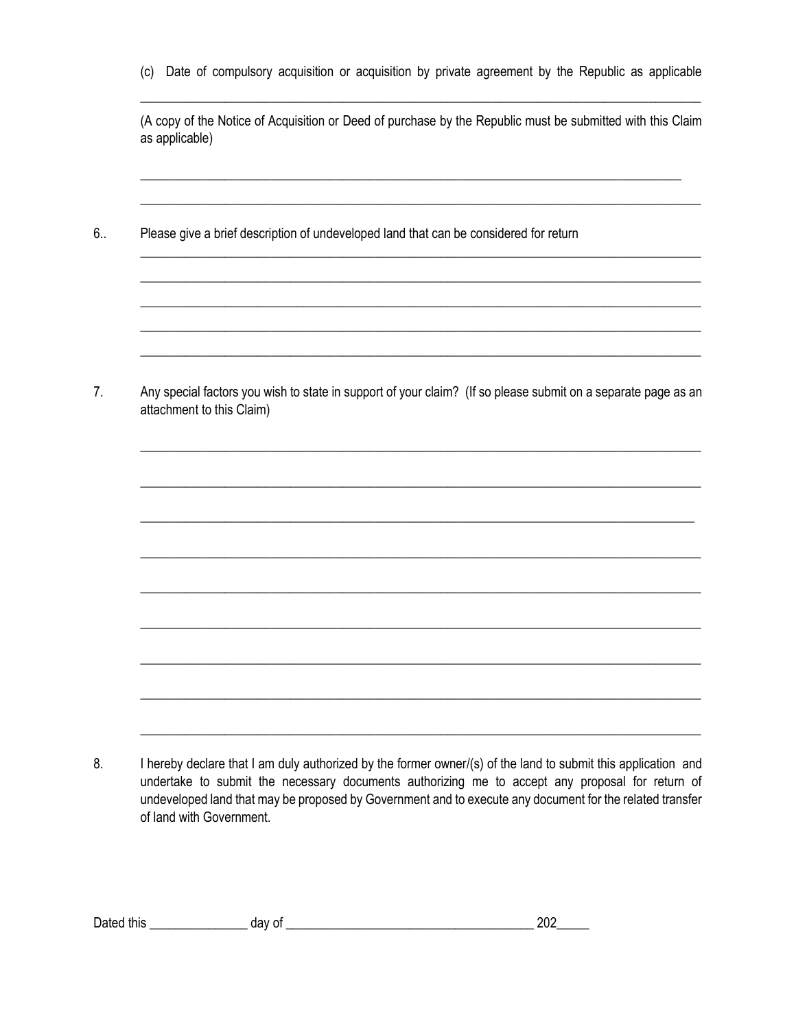(c) Date of compulsory acquisition or acquisition by private agreement by the Republic as applicable

______________________________________________________________________________

(A copy of the Notice of Acquisition or Deed of purchase by the Republic must be submitted with this Claim as applicable)

______________________________________________________________________________

______________________________________________________________________________

6.. Please give a brief description of undeveloped land that can be considered for return

______________________________________________________________________________

______________________________________________________________________________

______________________________________________________________________________

______________________________________________________________________________

______________________________________________________________________________

7. Any special factors you wish to state in support of your claim? (If so please submit on a separate page as an attachment to this Claim)

______________________________________________________________________________

______________________________________________________________________________

______________________________________________________________________________

______________________________________________________________________________

______________________________________________________________________________

______________________________________________________________________________

______________________________________________________________________________

______________________________________________________________________________

______________________________________________________________________________

8. I hereby declare that I am duly authorized by the former owner/(s) of the land to submit this application and undertake to submit the necessary documents authorizing me to accept any proposal for return of undeveloped land that may be proposed by Government and to execute any document for the related transfer of land with Government.

Dated this _______________ day of ______________________________________ 202_____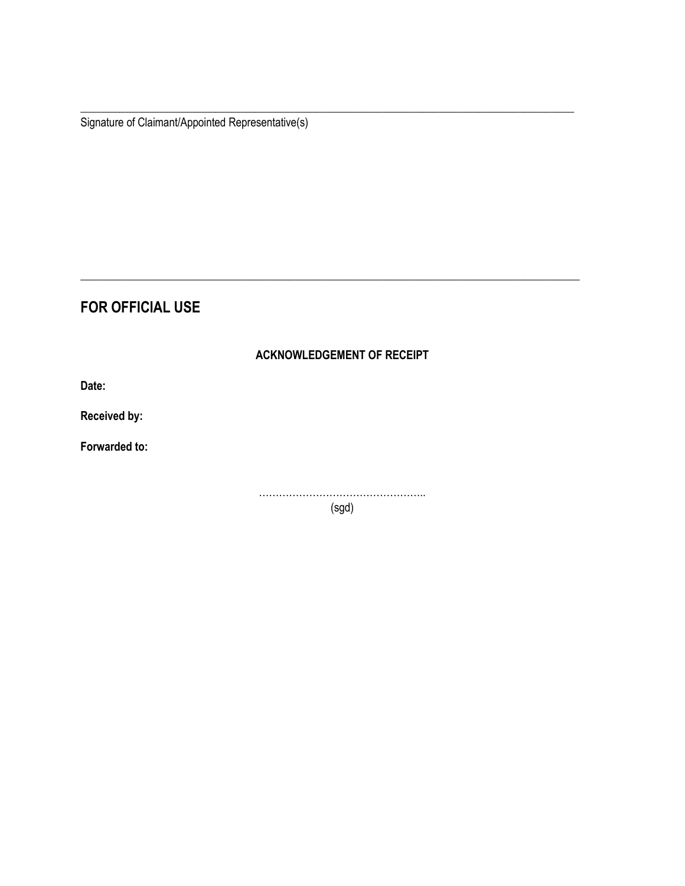\_\_\_\_\_\_\_\_\_\_\_\_\_\_\_\_\_\_\_\_\_\_\_\_\_\_\_\_\_\_\_\_\_\_\_\_\_\_\_\_\_\_\_\_\_\_\_\_\_\_\_\_\_\_\_\_\_\_\_\_\_\_\_\_\_\_\_\_\_\_\_\_\_\_\_\_\_\_

Signature of Claimant/Appointed Representative(s)

---

## FOR OFFICIAL USE

**ACKNOWLEDGEMENT OF RECEIPT**

**Date:**

**Received by:**

**Forwarded to:**

…………………………………………..

(sgd)